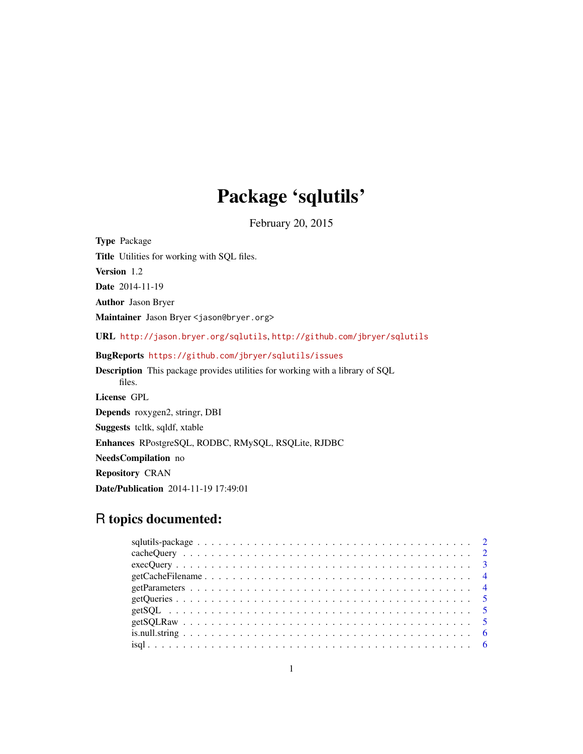# Package 'sqlutils'

February 20, 2015

**Type** Package

**Title** Utilities for working with SQL files.

**Version** 1.2

**Date** 2014-11-19

**Author** Jason Bryer

**Maintainer** Jason Bryer <jason@bryer.org>

**URL** http://jason.bryer.org/sqlutils, http://github.com/jbryer/sqlutils

**BugReports** https://github.com/jbryer/sqlutils/issues

**Description** This package provides utilities for working with a library of SQL files.

**License** GPL

**Depends** roxygen2, stringr, DBI

**Suggests** tcltk, sqldf, xtable

**Enhances** RPostgreSQL, RODBC, RMySQL, RSQLite, RJDBC

**NeedsCompilation** no

**Repository** CRAN

**Date/Publication** 2014-11-19 17:49:01

## R topics documented:

| | |
|---|---|
| sqlutils-package | 2 |
| cacheQuery | 2 |
| execQuery | 3 |
| getCacheFilename | 4 |
| getParameters | 4 |
| getQueries | 5 |
| getSQL | 5 |
| getSQLRaw | 5 |
| is.null.string | 6 |
| isql | 6 |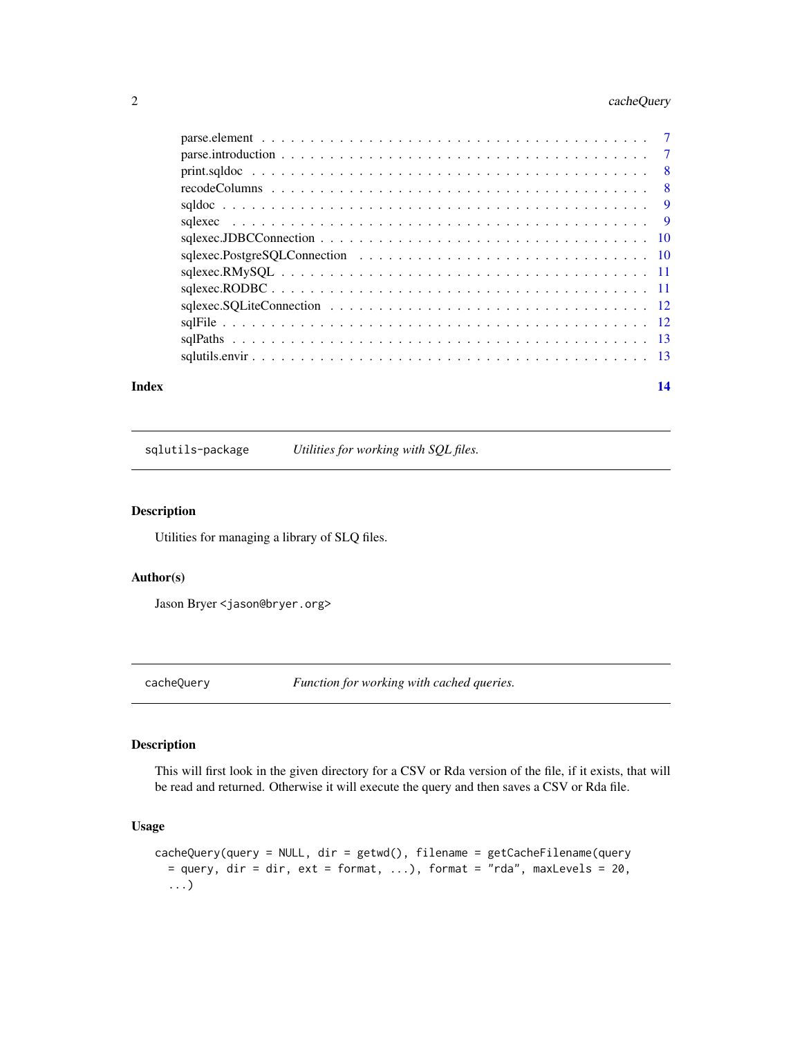parse.element . . . . . . . . . . . . . . . . . . . . . . . . . . . . . . . . . . . . . 7
parse.introduction . . . . . . . . . . . . . . . . . . . . . . . . . . . . . . . . . . . 7
print.sqldoc . . . . . . . . . . . . . . . . . . . . . . . . . . . . . . . . . . . . . . 8
recodeColumns . . . . . . . . . . . . . . . . . . . . . . . . . . . . . . . . . . . . . 8
sqldoc . . . . . . . . . . . . . . . . . . . . . . . . . . . . . . . . . . . . . . . . . 9
sqlexec . . . . . . . . . . . . . . . . . . . . . . . . . . . . . . . . . . . . . . . . 9
sqlexec.JDBCConnection . . . . . . . . . . . . . . . . . . . . . . . . . . . . . . . 10
sqlexec.PostgreSQLConnection . . . . . . . . . . . . . . . . . . . . . . . . . . . . 10
sqlexec.RMySQL . . . . . . . . . . . . . . . . . . . . . . . . . . . . . . . . . . . 11
sqlexec.RODBC . . . . . . . . . . . . . . . . . . . . . . . . . . . . . . . . . . . . 11
sqlexec.SQLiteConnection . . . . . . . . . . . . . . . . . . . . . . . . . . . . . . 12
sqlFile . . . . . . . . . . . . . . . . . . . . . . . . . . . . . . . . . . . . . . . . 12
sqlPaths . . . . . . . . . . . . . . . . . . . . . . . . . . . . . . . . . . . . . . . 13
sqlutils.envir . . . . . . . . . . . . . . . . . . . . . . . . . . . . . . . . . . . . 13

**Index** **14**

---

## sqlutils-package — *Utilities for working with SQL files.*

### Description

Utilities for managing a library of SLQ files.

### Author(s)

Jason Bryer <jason@bryer.org>

---

## cacheQuery — *Function for working with cached queries.*

### Description

This will first look in the given directory for a CSV or Rda version of the file, if it exists, that will be read and returned. Otherwise it will execute the query and then saves a CSV or Rda file.

### Usage

```
cacheQuery(query = NULL, dir = getwd(), filename = getCacheFilename(query
  = query, dir = dir, ext = format, ...), format = "rda", maxLevels = 20,
  ...)
```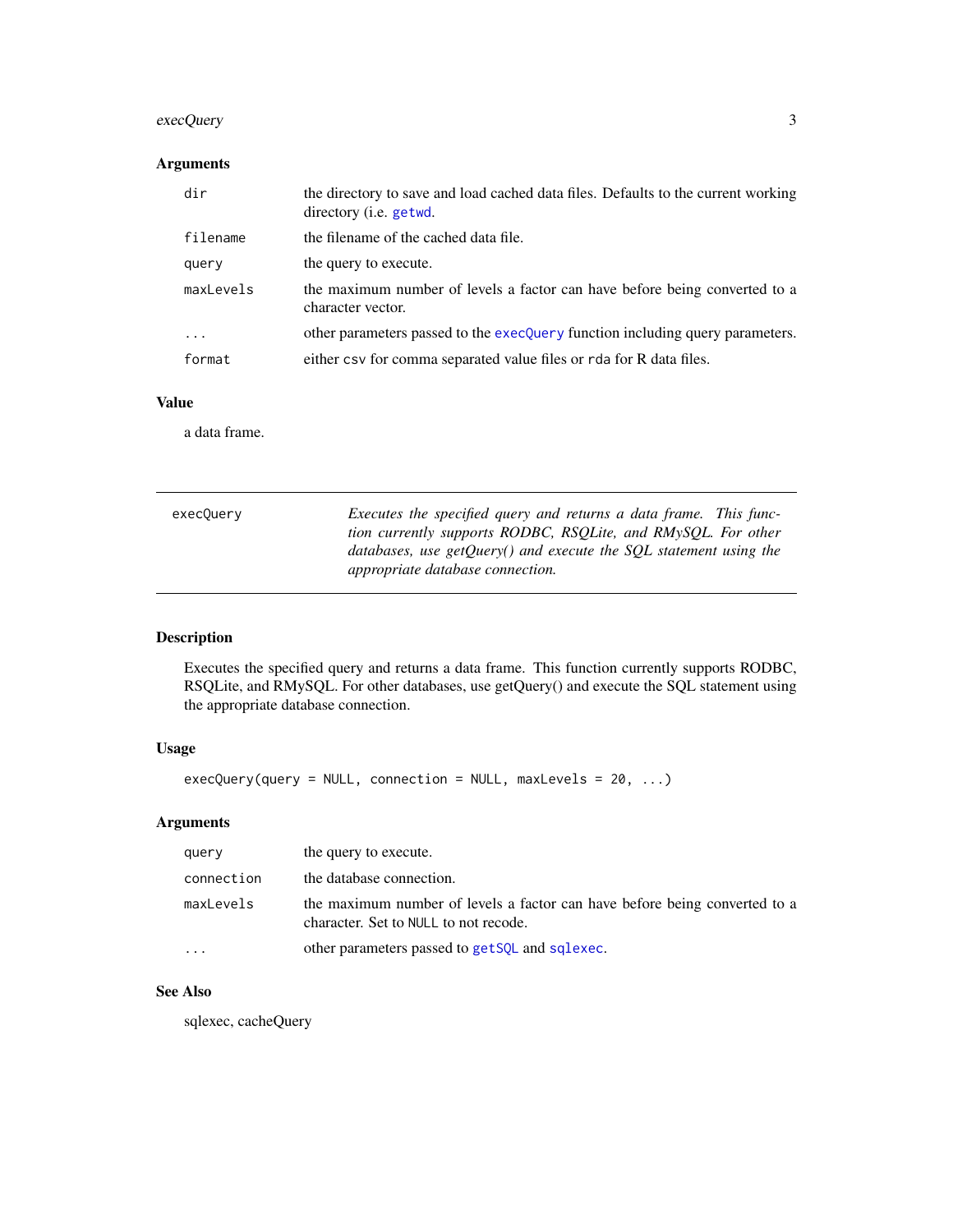### Arguments

| | |
|---|---|
| `dir` | the directory to save and load cached data files. Defaults to the current working directory (i.e. `getwd`. |
| `filename` | the filename of the cached data file. |
| `query` | the query to execute. |
| `maxLevels` | the maximum number of levels a factor can have before being converted to a character vector. |
| `...` | other parameters passed to the `execQuery` function including query parameters. |
| `format` | either `csv` for comma separated value files or `rda` for R data files. |

### Value

a data frame.

---

## execQuery

*Executes the specified query and returns a data frame. This function currently supports RODBC, RSQLite, and RMySQL. For other databases, use getQuery() and execute the SQL statement using the appropriate database connection.*

---

### Description

Executes the specified query and returns a data frame. This function currently supports RODBC, RSQLite, and RMySQL. For other databases, use getQuery() and execute the SQL statement using the appropriate database connection.

### Usage

```
execQuery(query = NULL, connection = NULL, maxLevels = 20, ...)
```

### Arguments

| | |
|---|---|
| `query` | the query to execute. |
| `connection` | the database connection. |
| `maxLevels` | the maximum number of levels a factor can have before being converted to a character. Set to `NULL` to not recode. |
| `...` | other parameters passed to `getSQL` and `sqlexec`. |

### See Also

sqlexec, cacheQuery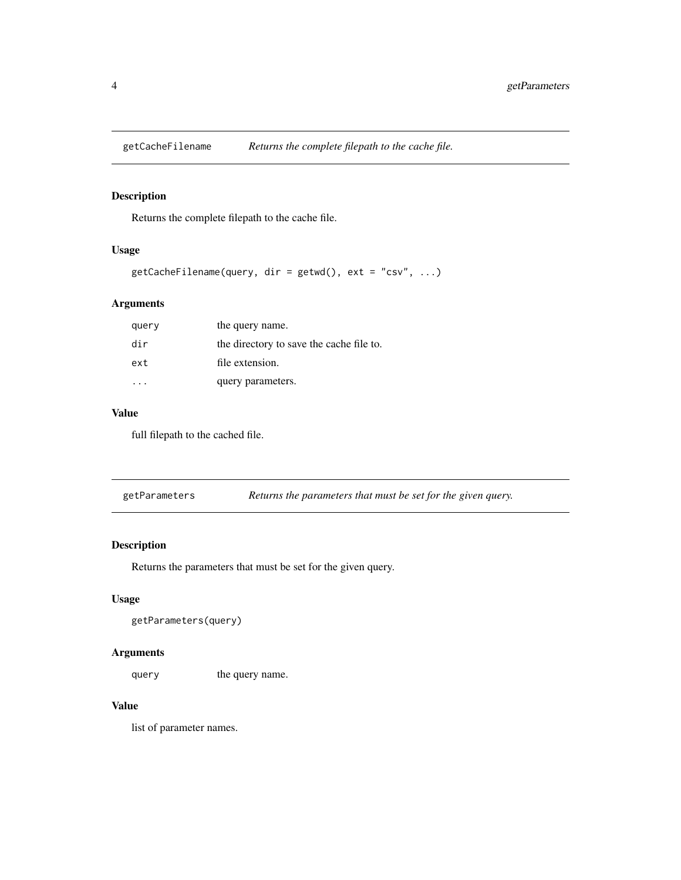## getCacheFilename — *Returns the complete filepath to the cache file.*

### Description

Returns the complete filepath to the cache file.

### Usage

```
getCacheFilename(query, dir = getwd(), ext = "csv", ...)
```

### Arguments

| Argument | Description |
|---|---|
| `query` | the query name. |
| `dir` | the directory to save the cache file to. |
| `ext` | file extension. |
| `...` | query parameters. |

### Value

full filepath to the cached file.

## getParameters — *Returns the parameters that must be set for the given query.*

### Description

Returns the parameters that must be set for the given query.

### Usage

```
getParameters(query)
```

### Arguments

| Argument | Description |
|---|---|
| `query` | the query name. |

### Value

list of parameter names.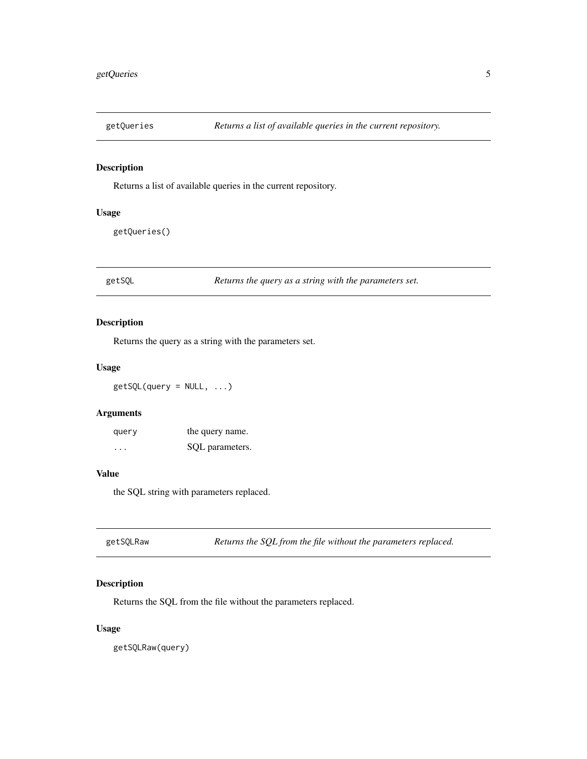## getQueries — *Returns a list of available queries in the current repository.*

### Description

Returns a list of available queries in the current repository.

### Usage

```
getQueries()
```

## getSQL — *Returns the query as a string with the parameters set.*

### Description

Returns the query as a string with the parameters set.

### Usage

```
getSQL(query = NULL, ...)
```

### Arguments

| | |
|---|---|
| `query` | the query name. |
| `...` | SQL parameters. |

### Value

the SQL string with parameters replaced.

## getSQLRaw — *Returns the SQL from the file without the parameters replaced.*

### Description

Returns the SQL from the file without the parameters replaced.

### Usage

```
getSQLRaw(query)
```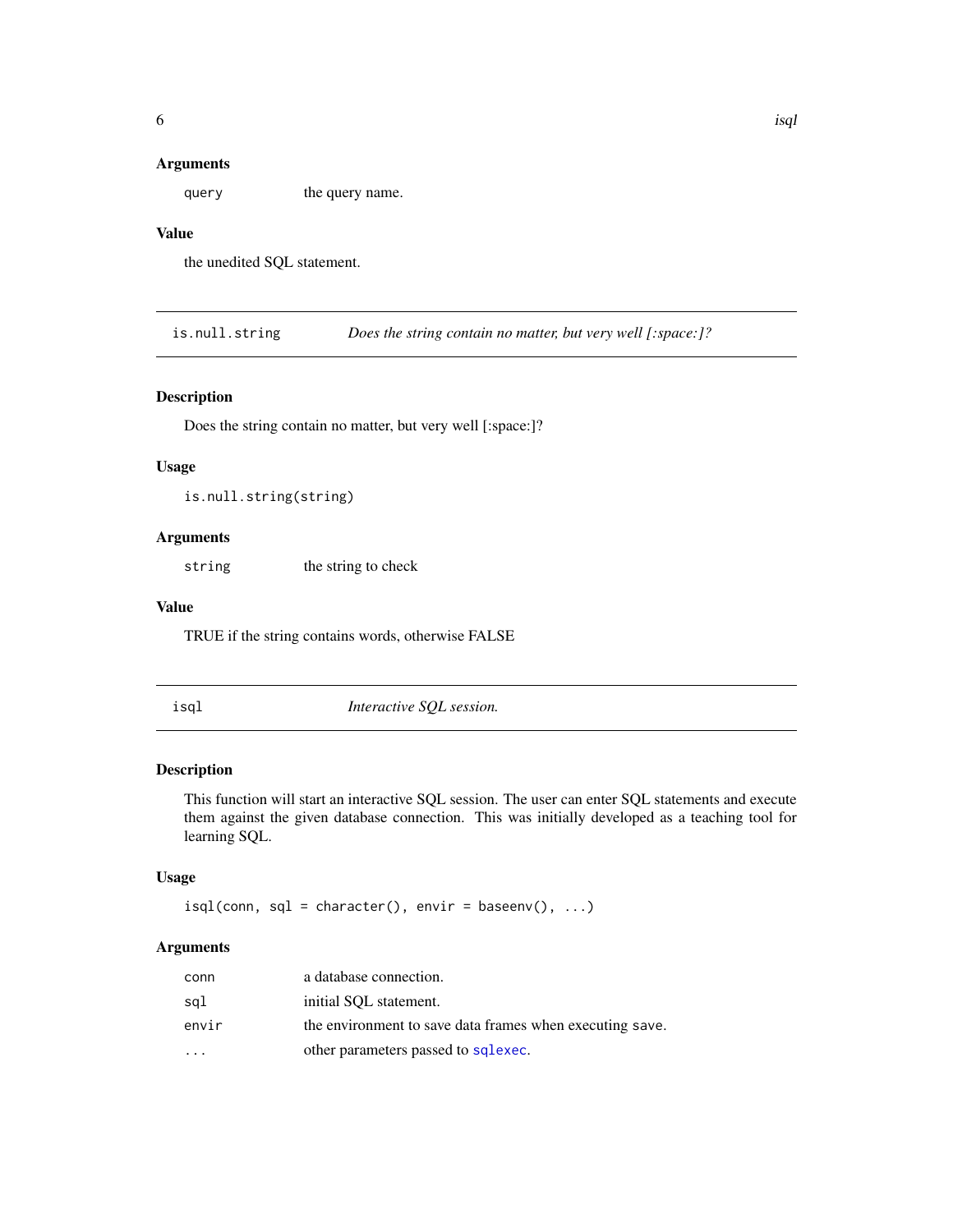### Arguments

| | |
|---|---|
| `query` | the query name. |

### Value

the unedited SQL statement.

---

## `is.null.string` — *Does the string contain no matter, but very well [:space:]?*

### Description

Does the string contain no matter, but very well [:space:]?

### Usage

```
is.null.string(string)
```

### Arguments

| | |
|---|---|
| `string` | the string to check |

### Value

TRUE if the string contains words, otherwise FALSE

---

## `isql` — *Interactive SQL session.*

### Description

This function will start an interactive SQL session. The user can enter SQL statements and execute them against the given database connection. This was initially developed as a teaching tool for learning SQL.

### Usage

```
isql(conn, sql = character(), envir = baseenv(), ...)
```

### Arguments

| | |
|---|---|
| `conn` | a database connection. |
| `sql` | initial SQL statement. |
| `envir` | the environment to save data frames when executing `save`. |
| `...` | other parameters passed to `sqlexec`. |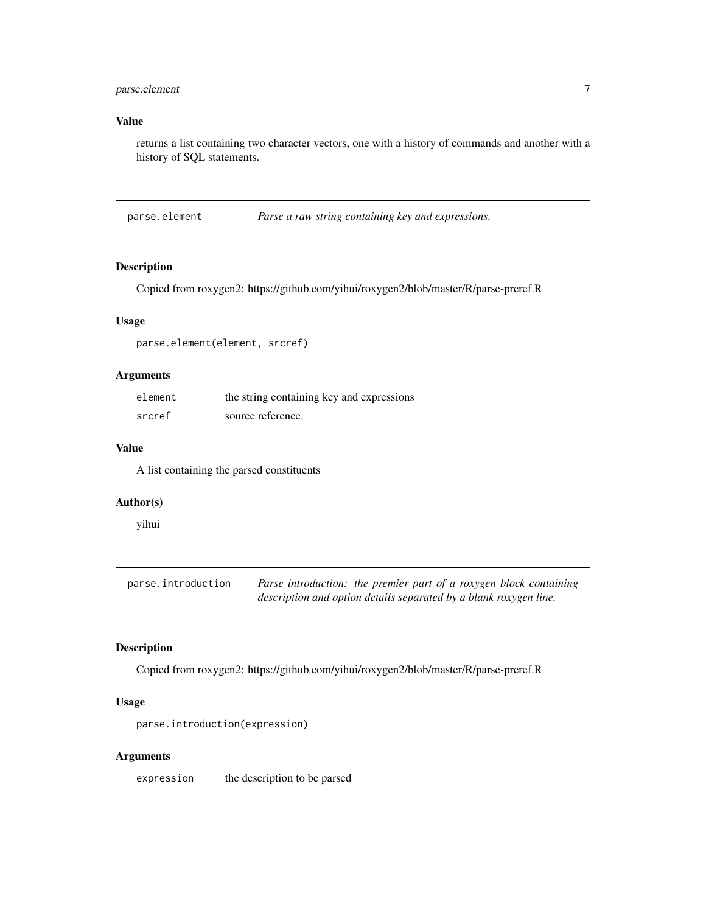### Value

returns a list containing two character vectors, one with a history of commands and another with a history of SQL statements.

---

## parse.element — *Parse a raw string containing key and expressions.*

### Description

Copied from roxygen2: https://github.com/yihui/roxygen2/blob/master/R/parse-preref.R

### Usage

```
parse.element(element, srcref)
```

### Arguments

| | |
|---|---|
| `element` | the string containing key and expressions |
| `srcref` | source reference. |

### Value

A list containing the parsed constituents

### Author(s)

yihui

---

## parse.introduction — *Parse introduction: the premier part of a roxygen block containing description and option details separated by a blank roxygen line.*

### Description

Copied from roxygen2: https://github.com/yihui/roxygen2/blob/master/R/parse-preref.R

### Usage

```
parse.introduction(expression)
```

### Arguments

| | |
|---|---|
| `expression` | the description to be parsed |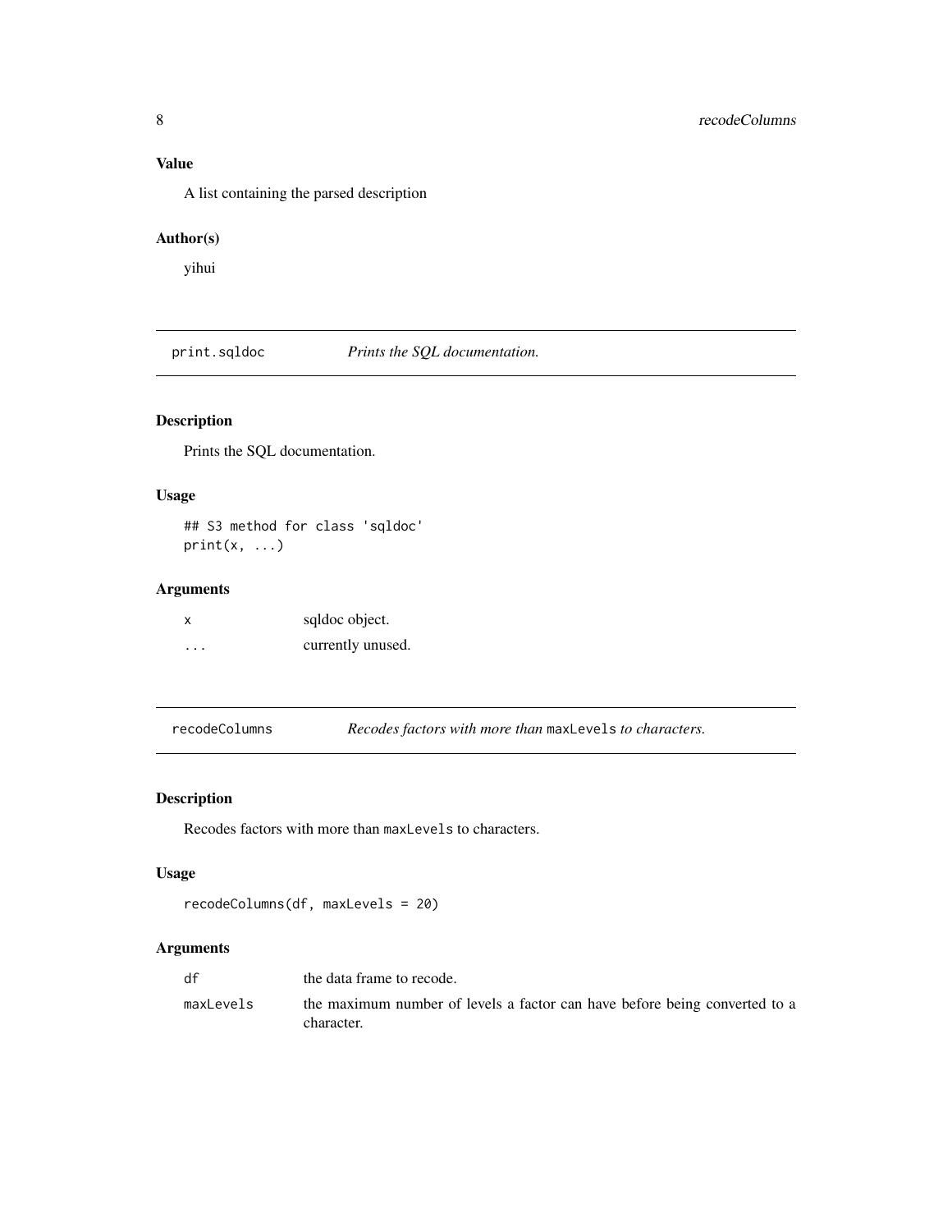### Value

A list containing the parsed description

### Author(s)

yihui

---

## print.sqldoc — *Prints the SQL documentation.*

### Description

Prints the SQL documentation.

### Usage

```
## S3 method for class 'sqldoc'
print(x, ...)
```

### Arguments

| | |
|---|---|
| `x` | sqldoc object. |
| `...` | currently unused. |

---

## recodeColumns — *Recodes factors with more than* `maxLevels` *to characters.*

### Description

Recodes factors with more than `maxLevels` to characters.

### Usage

```
recodeColumns(df, maxLevels = 20)
```

### Arguments

| | |
|---|---|
| `df` | the data frame to recode. |
| `maxLevels` | the maximum number of levels a factor can have before being converted to a character. |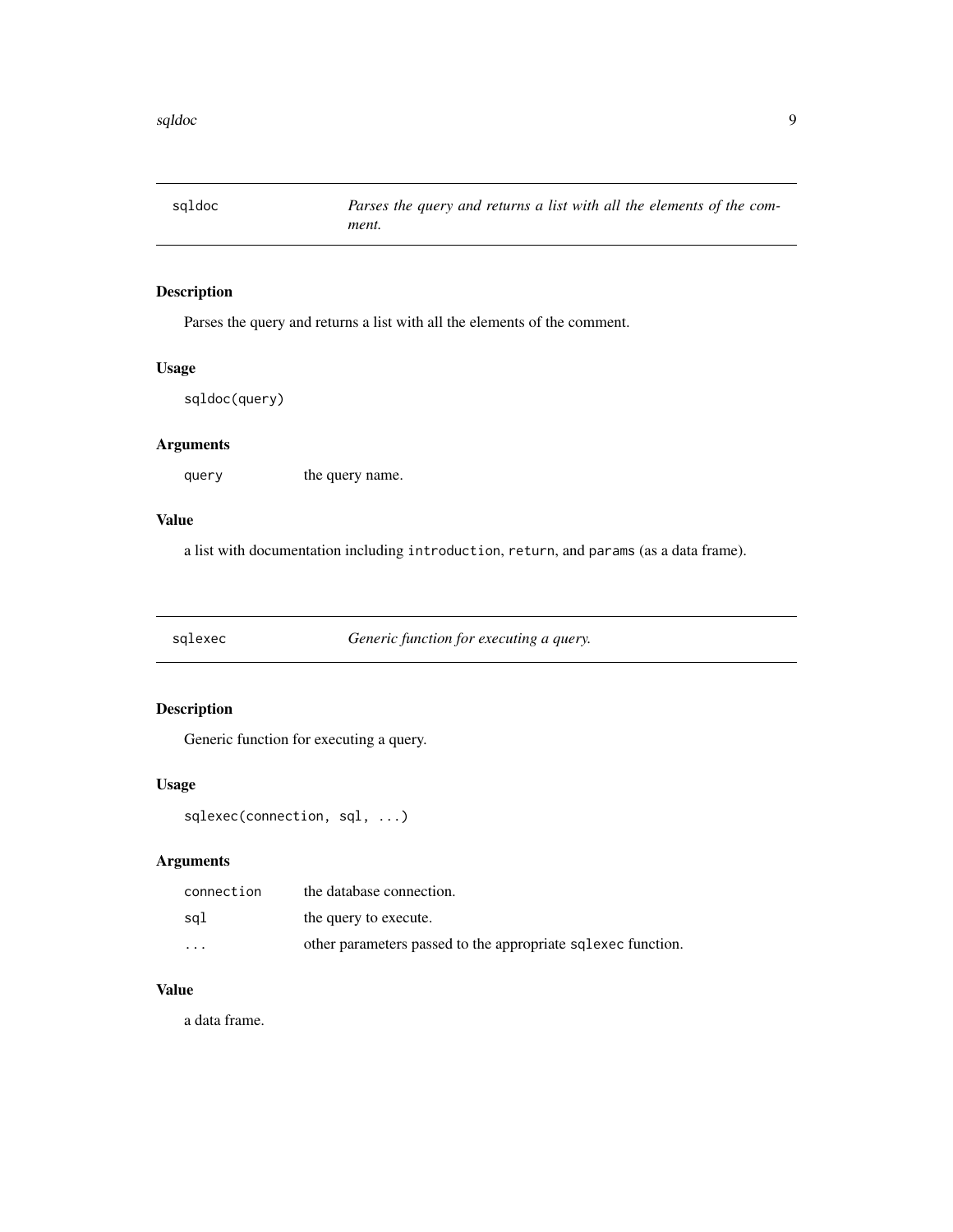## sqldoc — *Parses the query and returns a list with all the elements of the comment.*

### Description

Parses the query and returns a list with all the elements of the comment.

### Usage

```
sqldoc(query)
```

### Arguments

| | |
|---|---|
| `query` | the query name. |

### Value

a list with documentation including `introduction`, `return`, and `params` (as a data frame).

## sqlexec — *Generic function for executing a query.*

### Description

Generic function for executing a query.

### Usage

```
sqlexec(connection, sql, ...)
```

### Arguments

| | |
|---|---|
| `connection` | the database connection. |
| `sql` | the query to execute. |
| `...` | other parameters passed to the appropriate `sqlexec` function. |

### Value

a data frame.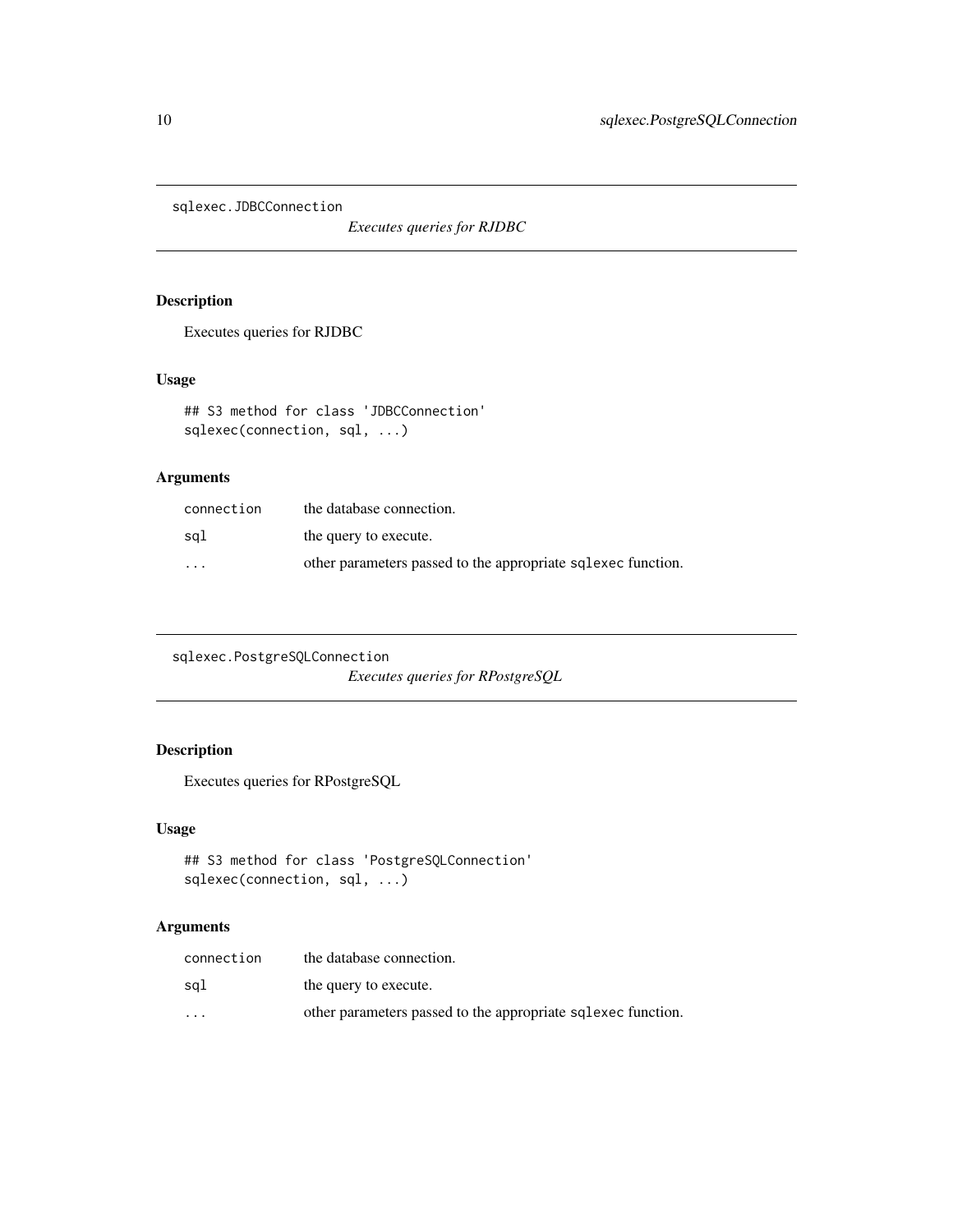## sqlexec.JDBCConnection

*Executes queries for RJDBC*

### Description

Executes queries for RJDBC

### Usage

```
## S3 method for class 'JDBCConnection'
sqlexec(connection, sql, ...)
```

### Arguments

| | |
|---|---|
| connection | the database connection. |
| sql | the query to execute. |
| ... | other parameters passed to the appropriate sqlexec function. |

## sqlexec.PostgreSQLConnection

*Executes queries for RPostgreSQL*

### Description

Executes queries for RPostgreSQL

### Usage

```
## S3 method for class 'PostgreSQLConnection'
sqlexec(connection, sql, ...)
```

### Arguments

| | |
|---|---|
| connection | the database connection. |
| sql | the query to execute. |
| ... | other parameters passed to the appropriate sqlexec function. |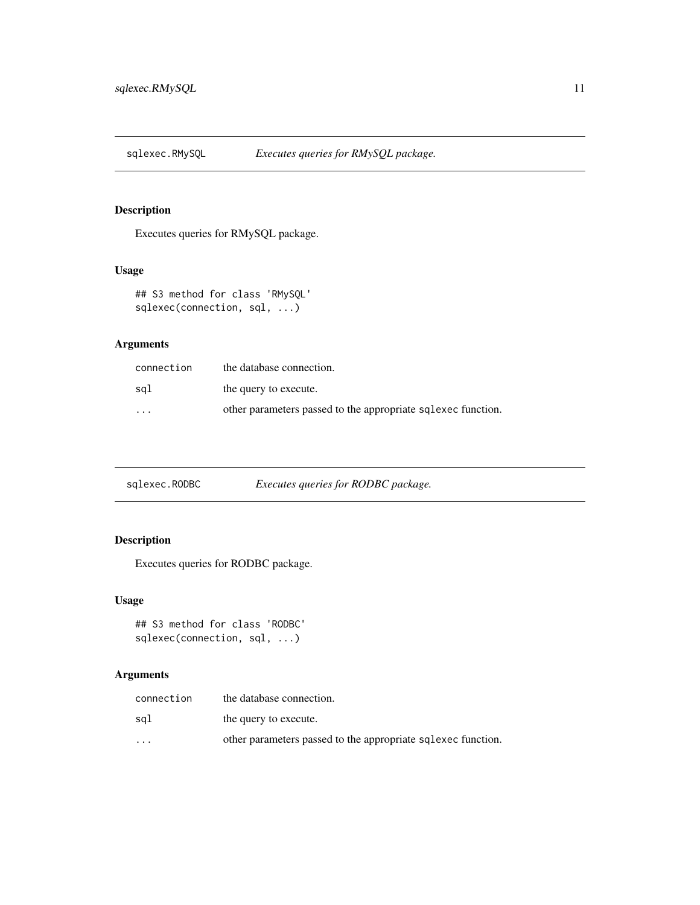## sqlexec.RMySQL — *Executes queries for RMySQL package.*

### Description

Executes queries for RMySQL package.

### Usage

```
## S3 method for class 'RMySQL'
sqlexec(connection, sql, ...)
```

### Arguments

| | |
|---|---|
| connection | the database connection. |
| sql | the query to execute. |
| ... | other parameters passed to the appropriate `sqlexec` function. |

## sqlexec.RODBC — *Executes queries for RODBC package.*

### Description

Executes queries for RODBC package.

### Usage

```
## S3 method for class 'RODBC'
sqlexec(connection, sql, ...)
```

### Arguments

| | |
|---|---|
| connection | the database connection. |
| sql | the query to execute. |
| ... | other parameters passed to the appropriate `sqlexec` function. |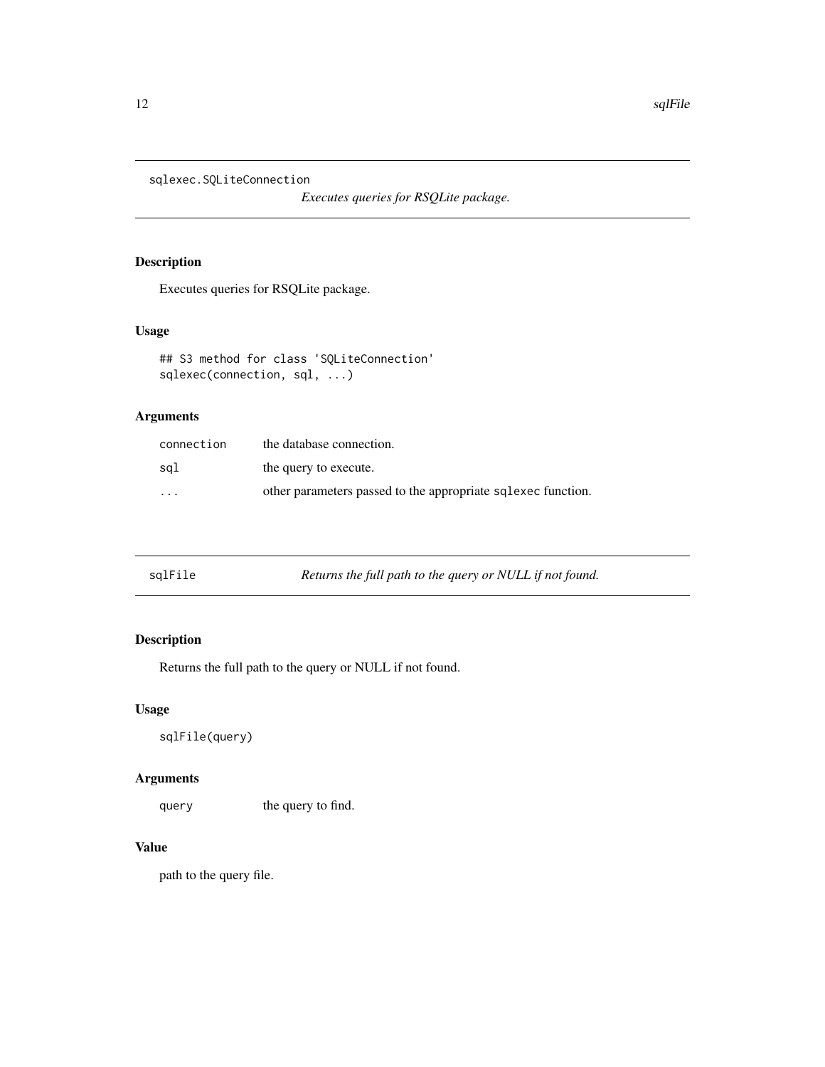## sqlexec.SQLiteConnection

*Executes queries for RSQLite package.*

### Description

Executes queries for RSQLite package.

### Usage

```
## S3 method for class 'SQLiteConnection'
sqlexec(connection, sql, ...)
```

### Arguments

| | |
|---|---|
| `connection` | the database connection. |
| `sql` | the query to execute. |
| `...` | other parameters passed to the appropriate `sqlexec` function. |

## sqlFile

*Returns the full path to the query or NULL if not found.*

### Description

Returns the full path to the query or NULL if not found.

### Usage

```
sqlFile(query)
```

### Arguments

| | |
|---|---|
| `query` | the query to find. |

### Value

path to the query file.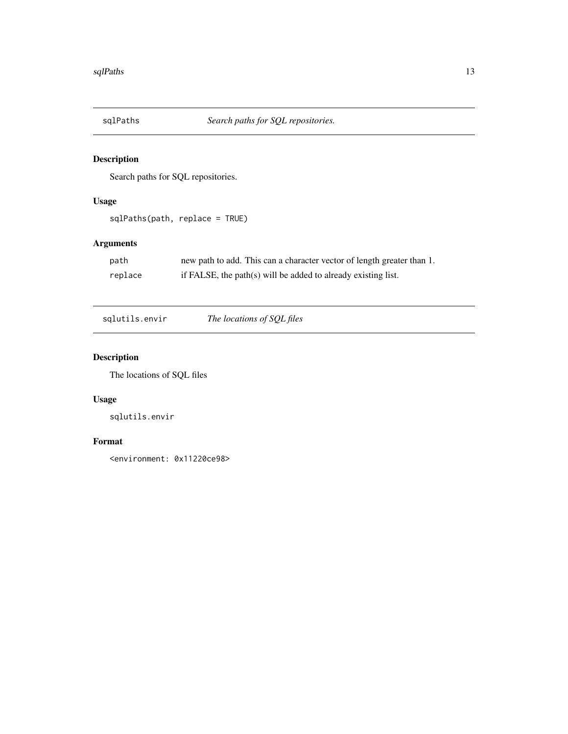## sqlPaths *Search paths for SQL repositories.*

### Description

Search paths for SQL repositories.

### Usage

```
sqlPaths(path, replace = TRUE)
```

### Arguments

| | |
|---|---|
| `path` | new path to add. This can a character vector of length greater than 1. |
| `replace` | if FALSE, the path(s) will be added to already existing list. |

## sqlutils.envir *The locations of SQL files*

### Description

The locations of SQL files

### Usage

```
sqlutils.envir
```

### Format

```
<environment: 0x11220ce98>
```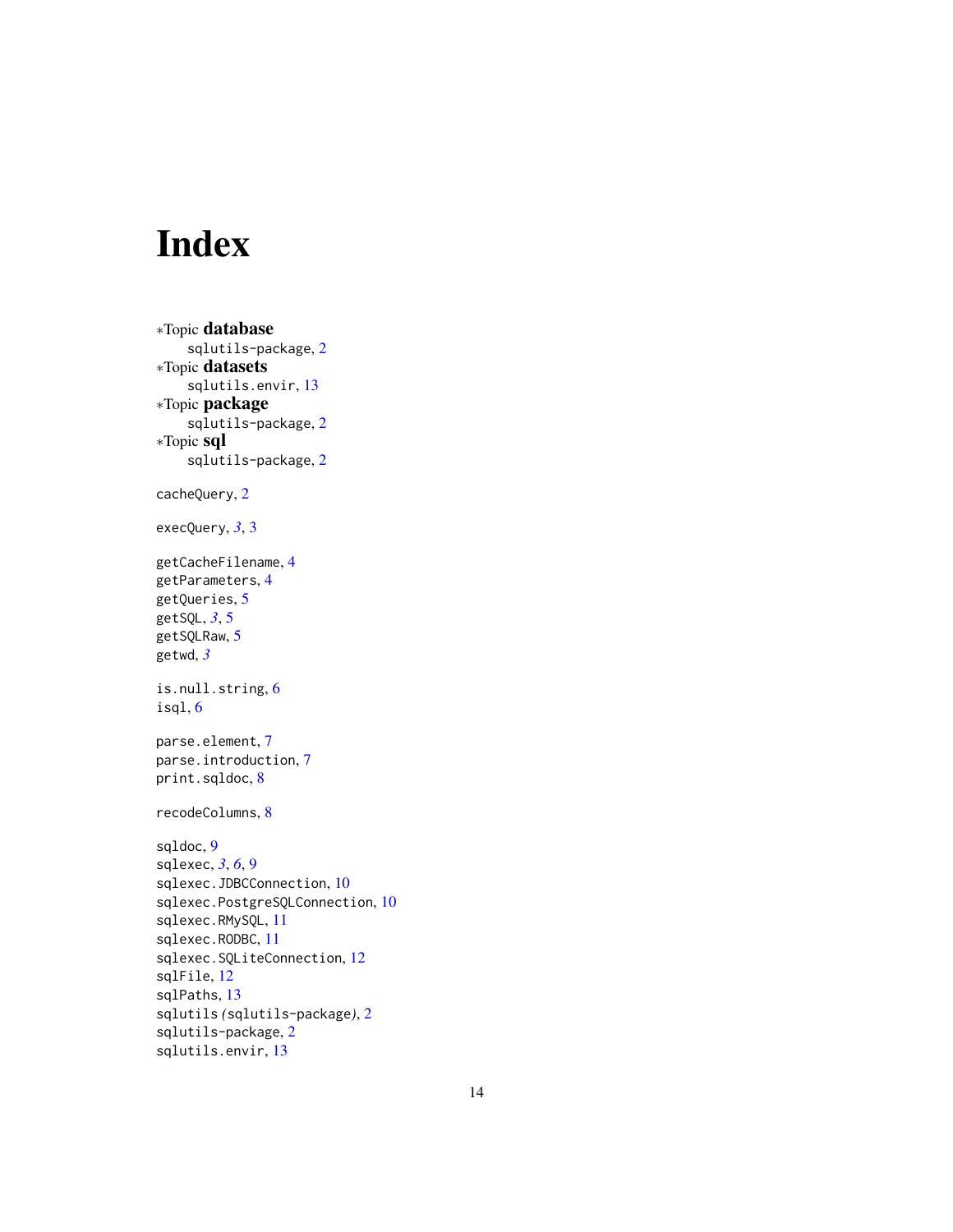# Index

∗Topic **database**
  sqlutils-package, 2
∗Topic **datasets**
  sqlutils.envir, 13
∗Topic **package**
  sqlutils-package, 2
∗Topic **sql**
  sqlutils-package, 2

cacheQuery, 2

execQuery, *3*, 3

getCacheFilename, 4
getParameters, 4
getQueries, 5
getSQL, *3*, 5
getSQLRaw, 5
getwd, *3*

is.null.string, 6
isql, 6

parse.element, 7
parse.introduction, 7
print.sqldoc, 8

recodeColumns, 8

sqldoc, 9
sqlexec, *3*, *6*, 9
sqlexec.JDBCConnection, 10
sqlexec.PostgreSQLConnection, 10
sqlexec.RMySQL, 11
sqlexec.RODBC, 11
sqlexec.SQLiteConnection, 12
sqlFile, 12
sqlPaths, 13
sqlutils *(sqlutils-package)*, 2
sqlutils-package, 2
sqlutils.envir, 13